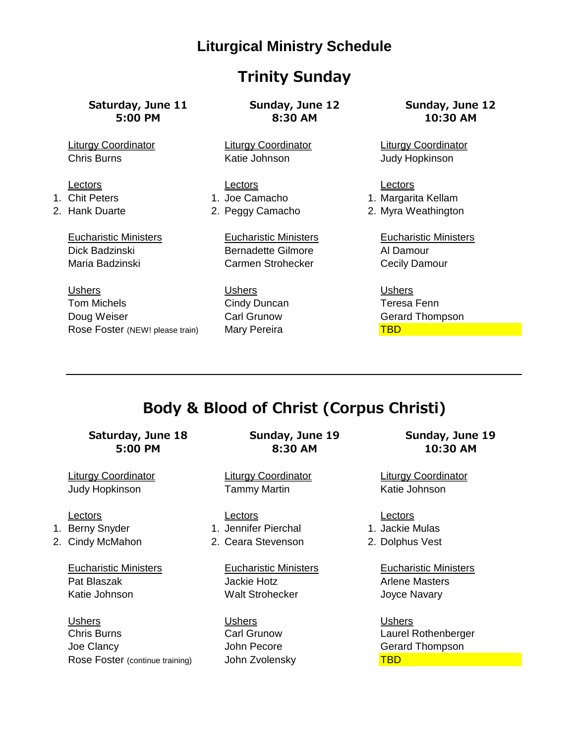# Liturgical Ministry Schedule

## Trinity Sunday

### Saturday, June 11 — 5:00 PM

Liturgy Coordinator
Chris Burns

Lectors
1. Chit Peters
2. Hank Duarte

Eucharistic Ministers
Dick Badzinski
Maria Badzinski

Ushers
Tom Michels
Doug Weiser
Rose Foster (NEW! please train)

### Sunday, June 12 — 8:30 AM

Liturgy Coordinator
Katie Johnson

Lectors
1. Joe Camacho
2. Peggy Camacho

Eucharistic Ministers
Bernadette Gilmore
Carmen Strohecker

Ushers
Cindy Duncan
Carl Grunow
Mary Pereira

### Sunday, June 12 — 10:30 AM

Liturgy Coordinator
Judy Hopkinson

Lectors
1. Margarita Kellam
2. Myra Weathington

Eucharistic Ministers
Al Damour
Cecily Damour

Ushers
Teresa Fenn
Gerard Thompson
TBD

---

## Body & Blood of Christ (Corpus Christi)

### Saturday, June 18 — 5:00 PM

Liturgy Coordinator
Judy Hopkinson

Lectors
1. Berny Snyder
2. Cindy McMahon

Eucharistic Ministers
Pat Blaszak
Katie Johnson

Ushers
Chris Burns
Joe Clancy
Rose Foster (continue training)

### Sunday, June 19 — 8:30 AM

Liturgy Coordinator
Tammy Martin

Lectors
1. Jennifer Pierchal
2. Ceara Stevenson

Eucharistic Ministers
Jackie Hotz
Walt Strohecker

Ushers
Carl Grunow
John Pecore
John Zvolensky

### Sunday, June 19 — 10:30 AM

Liturgy Coordinator
Katie Johnson

Lectors
1. Jackie Mulas
2. Dolphus Vest

Eucharistic Ministers
Arlene Masters
Joyce Navary

Ushers
Laurel Rothenberger
Gerard Thompson
TBD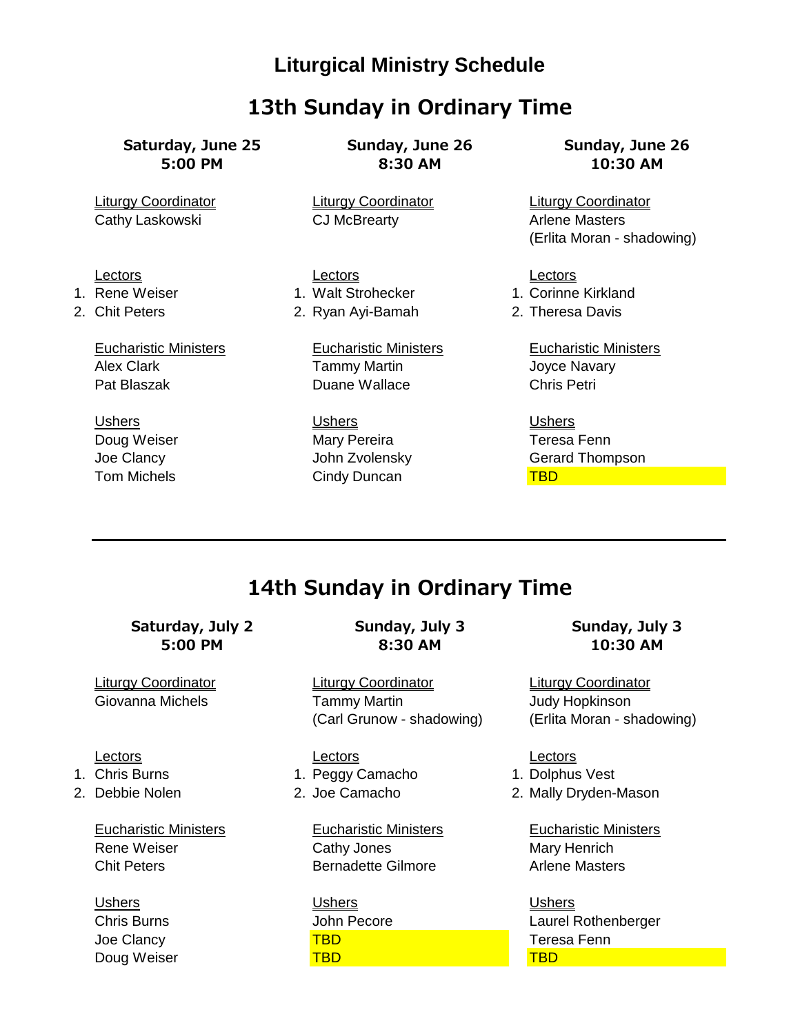# Liturgical Ministry Schedule

## 13th Sunday in Ordinary Time

| Saturday, June 25<br>5:00 PM | Sunday, June 26<br>8:30 AM | Sunday, June 26<br>10:30 AM |
|---|---|---|
| Liturgy Coordinator | Liturgy Coordinator | Liturgy Coordinator |
| Cathy Laskowski | CJ McBrearty | Arlene Masters<br>(Erlita Moran - shadowing) |
| Lectors | Lectors | Lectors |
| 1. Rene Weiser | 1. Walt Strohecker | 1. Corinne Kirkland |
| 2. Chit Peters | 2. Ryan Ayi-Bamah | 2. Theresa Davis |
| Eucharistic Ministers | Eucharistic Ministers | Eucharistic Ministers |
| Alex Clark | Tammy Martin | Joyce Navary |
| Pat Blaszak | Duane Wallace | Chris Petri |
| Ushers | Ushers | Ushers |
| Doug Weiser | Mary Pereira | Teresa Fenn |
| Joe Clancy | John Zvolensky | Gerard Thompson |
| Tom Michels | Cindy Duncan | TBD |

---

## 14th Sunday in Ordinary Time

| Saturday, July 2<br>5:00 PM | Sunday, July 3<br>8:30 AM | Sunday, July 3<br>10:30 AM |
|---|---|---|
| Liturgy Coordinator | Liturgy Coordinator | Liturgy Coordinator |
| Giovanna Michels | Tammy Martin<br>(Carl Grunow - shadowing) | Judy Hopkinson<br>(Erlita Moran - shadowing) |
| Lectors | Lectors | Lectors |
| 1. Chris Burns | 1. Peggy Camacho | 1. Dolphus Vest |
| 2. Debbie Nolen | 2. Joe Camacho | 2. Mally Dryden-Mason |
| Eucharistic Ministers | Eucharistic Ministers | Eucharistic Ministers |
| Rene Weiser | Cathy Jones | Mary Henrich |
| Chit Peters | Bernadette Gilmore | Arlene Masters |
| Ushers | Ushers | Ushers |
| Chris Burns | John Pecore | Laurel Rothenberger |
| Joe Clancy | TBD | Teresa Fenn |
| Doug Weiser | TBD | TBD |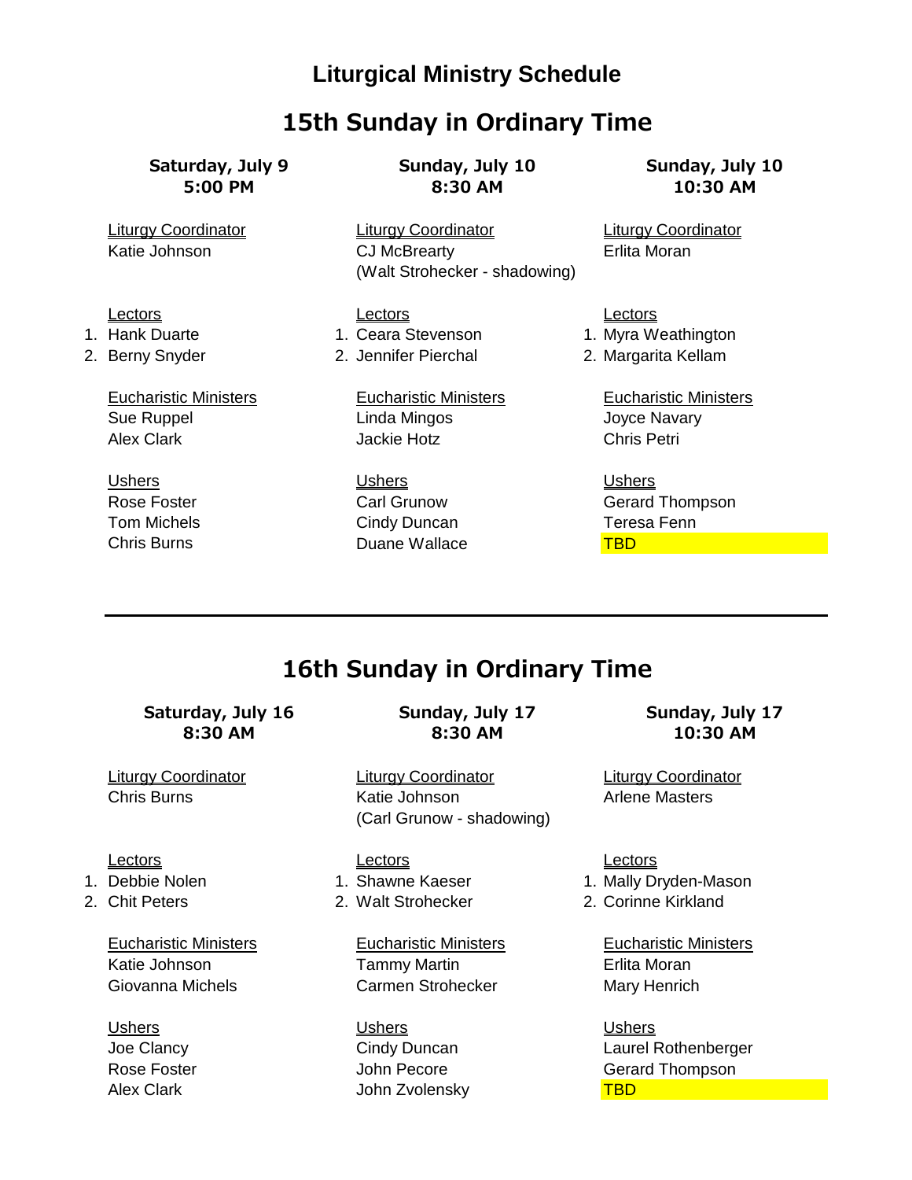# Liturgical Ministry Schedule

## 15th Sunday in Ordinary Time

| Saturday, July 9 5:00 PM | Sunday, July 10 8:30 AM | Sunday, July 10 10:30 AM |
|---|---|---|
| Liturgy Coordinator | Liturgy Coordinator | Liturgy Coordinator |
| Katie Johnson | CJ McBrearty (Walt Strohecker - shadowing) | Erlita Moran |
| Lectors | Lectors | Lectors |
| 1. Hank Duarte | 1. Ceara Stevenson | 1. Myra Weathington |
| 2. Berny Snyder | 2. Jennifer Pierchal | 2. Margarita Kellam |
| Eucharistic Ministers | Eucharistic Ministers | Eucharistic Ministers |
| Sue Ruppel | Linda Mingos | Joyce Navary |
| Alex Clark | Jackie Hotz | Chris Petri |
| Ushers | Ushers | Ushers |
| Rose Foster | Carl Grunow | Gerard Thompson |
| Tom Michels | Cindy Duncan | Teresa Fenn |
| Chris Burns | Duane Wallace | TBD |

---

## 16th Sunday in Ordinary Time

| Saturday, July 16 8:30 AM | Sunday, July 17 8:30 AM | Sunday, July 17 10:30 AM |
|---|---|---|
| Liturgy Coordinator | Liturgy Coordinator | Liturgy Coordinator |
| Chris Burns | Katie Johnson (Carl Grunow - shadowing) | Arlene Masters |
| Lectors | Lectors | Lectors |
| 1. Debbie Nolen | 1. Shawne Kaeser | 1. Mally Dryden-Mason |
| 2. Chit Peters | 2. Walt Strohecker | 2. Corinne Kirkland |
| Eucharistic Ministers | Eucharistic Ministers | Eucharistic Ministers |
| Katie Johnson | Tammy Martin | Erlita Moran |
| Giovanna Michels | Carmen Strohecker | Mary Henrich |
| Ushers | Ushers | Ushers |
| Joe Clancy | Cindy Duncan | Laurel Rothenberger |
| Rose Foster | John Pecore | Gerard Thompson |
| Alex Clark | John Zvolensky | TBD |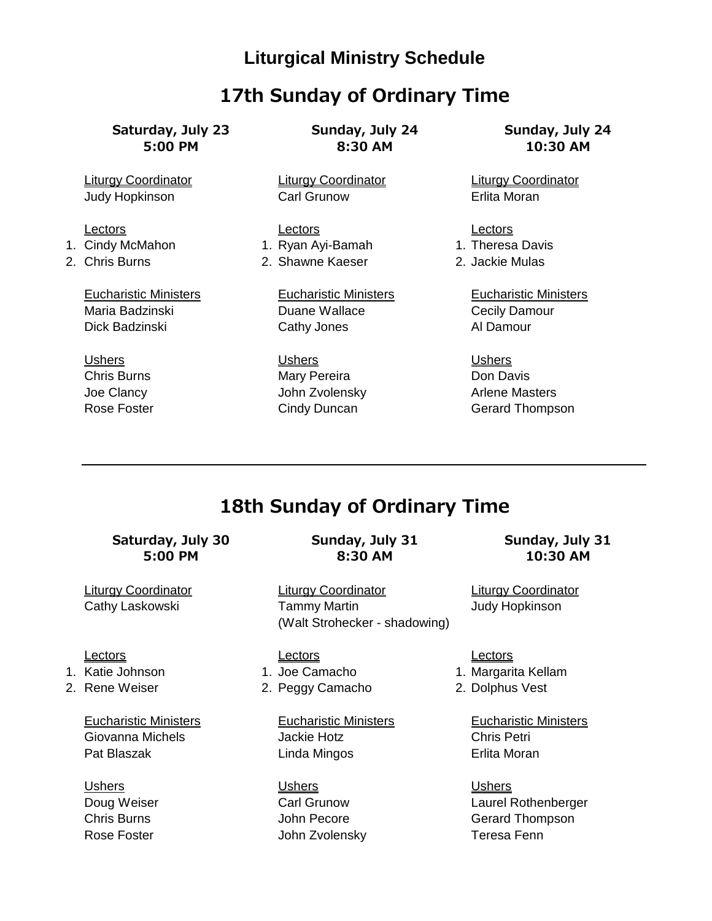# Liturgical Ministry Schedule

## 17th Sunday of Ordinary Time

### Saturday, July 23 5:00 PM

Liturgy Coordinator
Judy Hopkinson

Lectors
1. Cindy McMahon
2. Chris Burns

Eucharistic Ministers
Maria Badzinski
Dick Badzinski

Ushers
Chris Burns
Joe Clancy
Rose Foster

### Sunday, July 24 8:30 AM

Liturgy Coordinator
Carl Grunow

Lectors
1. Ryan Ayi-Bamah
2. Shawne Kaeser

Eucharistic Ministers
Duane Wallace
Cathy Jones

Ushers
Mary Pereira
John Zvolensky
Cindy Duncan

### Sunday, July 24 10:30 AM

Liturgy Coordinator
Erlita Moran

Lectors
1. Theresa Davis
2. Jackie Mulas

Eucharistic Ministers
Cecily Damour
Al Damour

Ushers
Don Davis
Arlene Masters
Gerard Thompson

---

## 18th Sunday of Ordinary Time

### Saturday, July 30 5:00 PM

Liturgy Coordinator
Cathy Laskowski

Lectors
1. Katie Johnson
2. Rene Weiser

Eucharistic Ministers
Giovanna Michels
Pat Blaszak

Ushers
Doug Weiser
Chris Burns
Rose Foster

### Sunday, July 31 8:30 AM

Liturgy Coordinator
Tammy Martin
(Walt Strohecker - shadowing)

Lectors
1. Joe Camacho
2. Peggy Camacho

Eucharistic Ministers
Jackie Hotz
Linda Mingos

Ushers
Carl Grunow
John Pecore
John Zvolensky

### Sunday, July 31 10:30 AM

Liturgy Coordinator
Judy Hopkinson

Lectors
1. Margarita Kellam
2. Dolphus Vest

Eucharistic Ministers
Chris Petri
Erlita Moran

Ushers
Laurel Rothenberger
Gerard Thompson
Teresa Fenn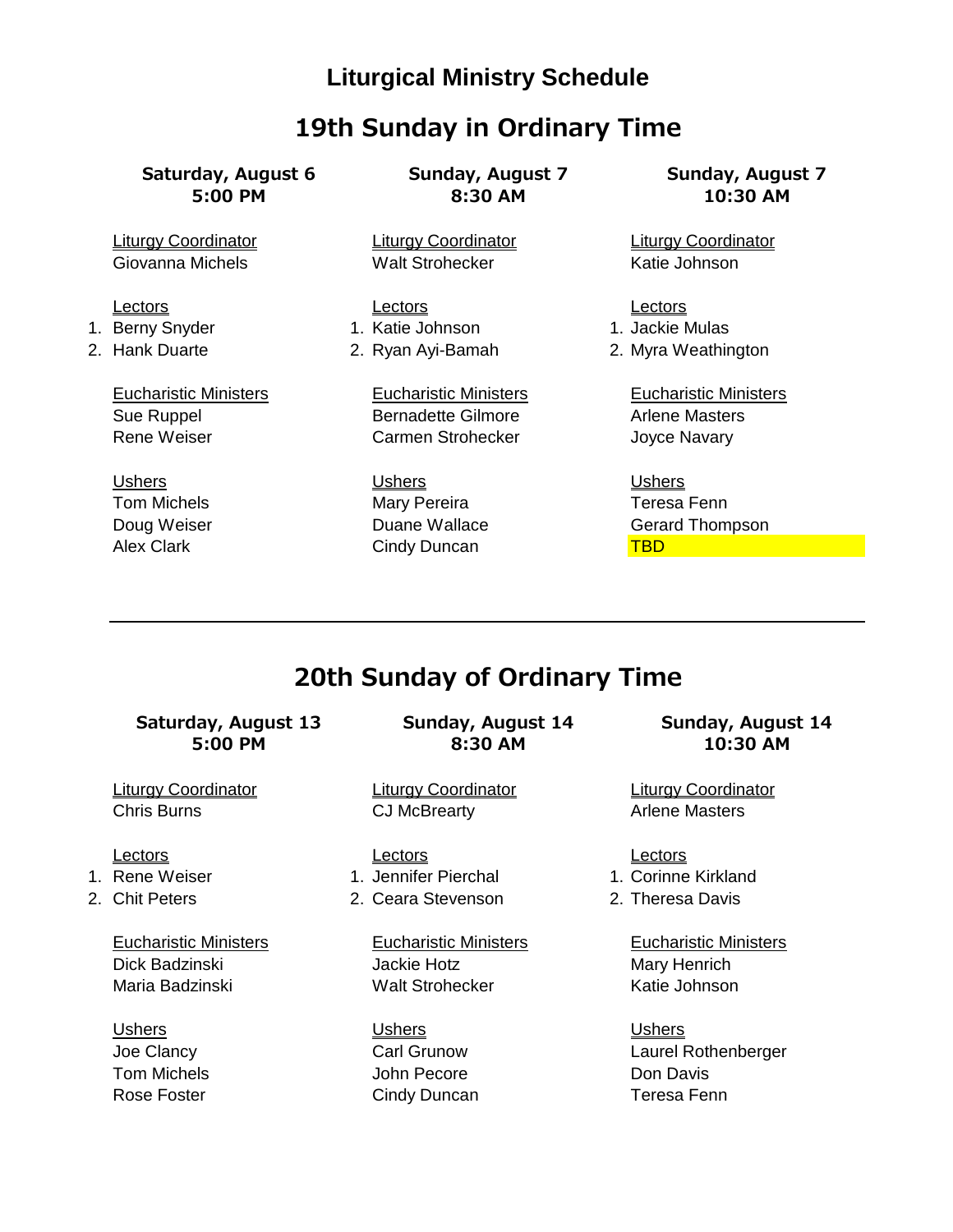# Liturgical Ministry Schedule

## 19th Sunday in Ordinary Time

| Saturday, August 6<br>5:00 PM | Sunday, August 7<br>8:30 AM | Sunday, August 7<br>10:30 AM |
|---|---|---|
| Liturgy Coordinator | Liturgy Coordinator | Liturgy Coordinator |
| Giovanna Michels | Walt Strohecker | Katie Johnson |
| Lectors | Lectors | Lectors |
| 1. Berny Snyder | 1. Katie Johnson | 1. Jackie Mulas |
| 2. Hank Duarte | 2. Ryan Ayi-Bamah | 2. Myra Weathington |
| Eucharistic Ministers | Eucharistic Ministers | Eucharistic Ministers |
| Sue Ruppel | Bernadette Gilmore | Arlene Masters |
| Rene Weiser | Carmen Strohecker | Joyce Navary |
| Ushers | Ushers | Ushers |
| Tom Michels | Mary Pereira | Teresa Fenn |
| Doug Weiser | Duane Wallace | Gerard Thompson |
| Alex Clark | Cindy Duncan | TBD |

---

## 20th Sunday of Ordinary Time

| Saturday, August 13<br>5:00 PM | Sunday, August 14<br>8:30 AM | Sunday, August 14<br>10:30 AM |
|---|---|---|
| Liturgy Coordinator | Liturgy Coordinator | Liturgy Coordinator |
| Chris Burns | CJ McBrearty | Arlene Masters |
| Lectors | Lectors | Lectors |
| 1. Rene Weiser | 1. Jennifer Pierchal | 1. Corinne Kirkland |
| 2. Chit Peters | 2. Ceara Stevenson | 2. Theresa Davis |
| Eucharistic Ministers | Eucharistic Ministers | Eucharistic Ministers |
| Dick Badzinski | Jackie Hotz | Mary Henrich |
| Maria Badzinski | Walt Strohecker | Katie Johnson |
| Ushers | Ushers | Ushers |
| Joe Clancy | Carl Grunow | Laurel Rothenberger |
| Tom Michels | John Pecore | Don Davis |
| Rose Foster | Cindy Duncan | Teresa Fenn |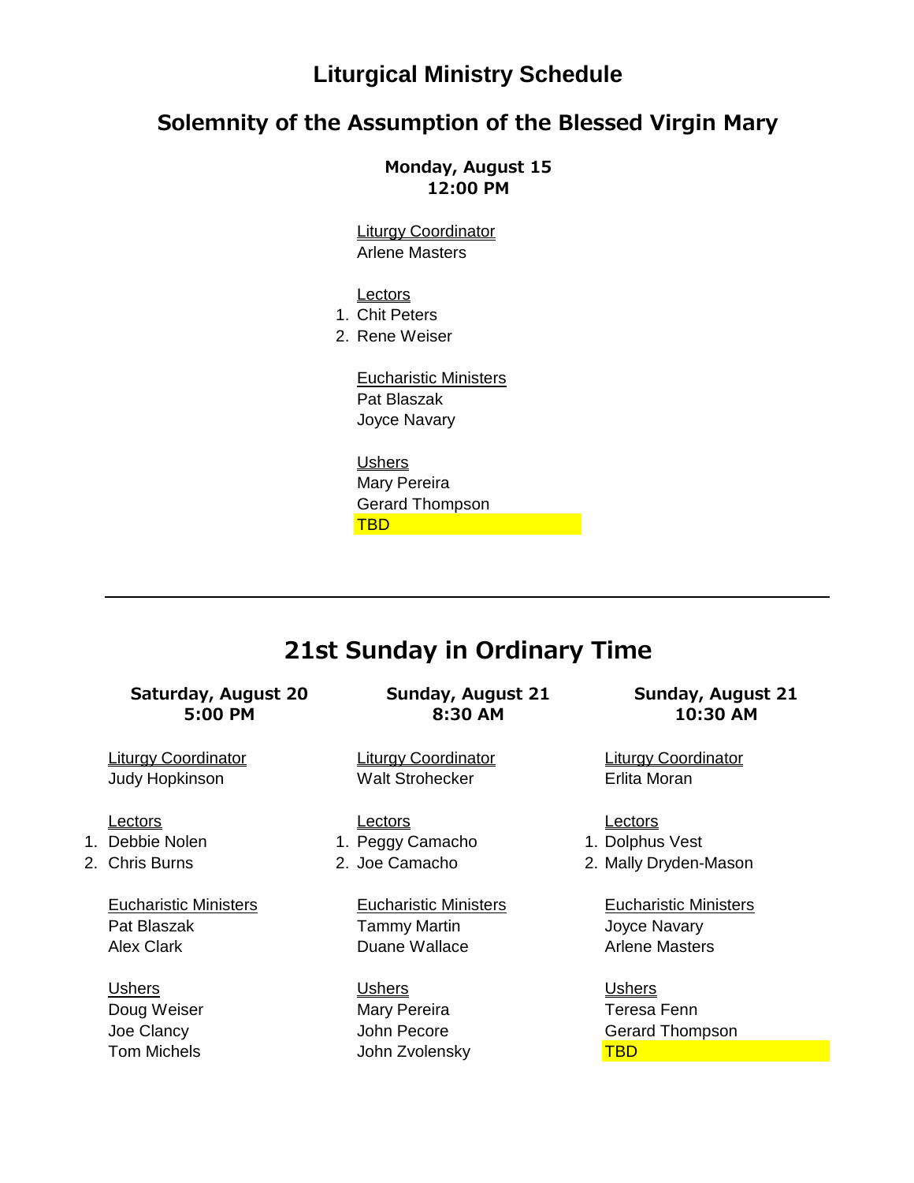# Liturgical Ministry Schedule

## Solemnity of the Assumption of the Blessed Virgin Mary

**Monday, August 15**
**12:00 PM**

Liturgy Coordinator
Arlene Masters

Lectors
1. Chit Peters
2. Rene Weiser

Eucharistic Ministers
Pat Blaszak
Joyce Navary

Ushers
Mary Pereira
Gerard Thompson
TBD

---

## 21st Sunday in Ordinary Time

**Saturday, August 20**
**5:00 PM**

Liturgy Coordinator
Judy Hopkinson

Lectors
1. Debbie Nolen
2. Chris Burns

Eucharistic Ministers
Pat Blaszak
Alex Clark

Ushers
Doug Weiser
Joe Clancy
Tom Michels

**Sunday, August 21**
**8:30 AM**

Liturgy Coordinator
Walt Strohecker

Lectors
1. Peggy Camacho
2. Joe Camacho

Eucharistic Ministers
Tammy Martin
Duane Wallace

Ushers
Mary Pereira
John Pecore
John Zvolensky

**Sunday, August 21**
**10:30 AM**

Liturgy Coordinator
Erlita Moran

Lectors
1. Dolphus Vest
2. Mally Dryden-Mason

Eucharistic Ministers
Joyce Navary
Arlene Masters

Ushers
Teresa Fenn
Gerard Thompson
TBD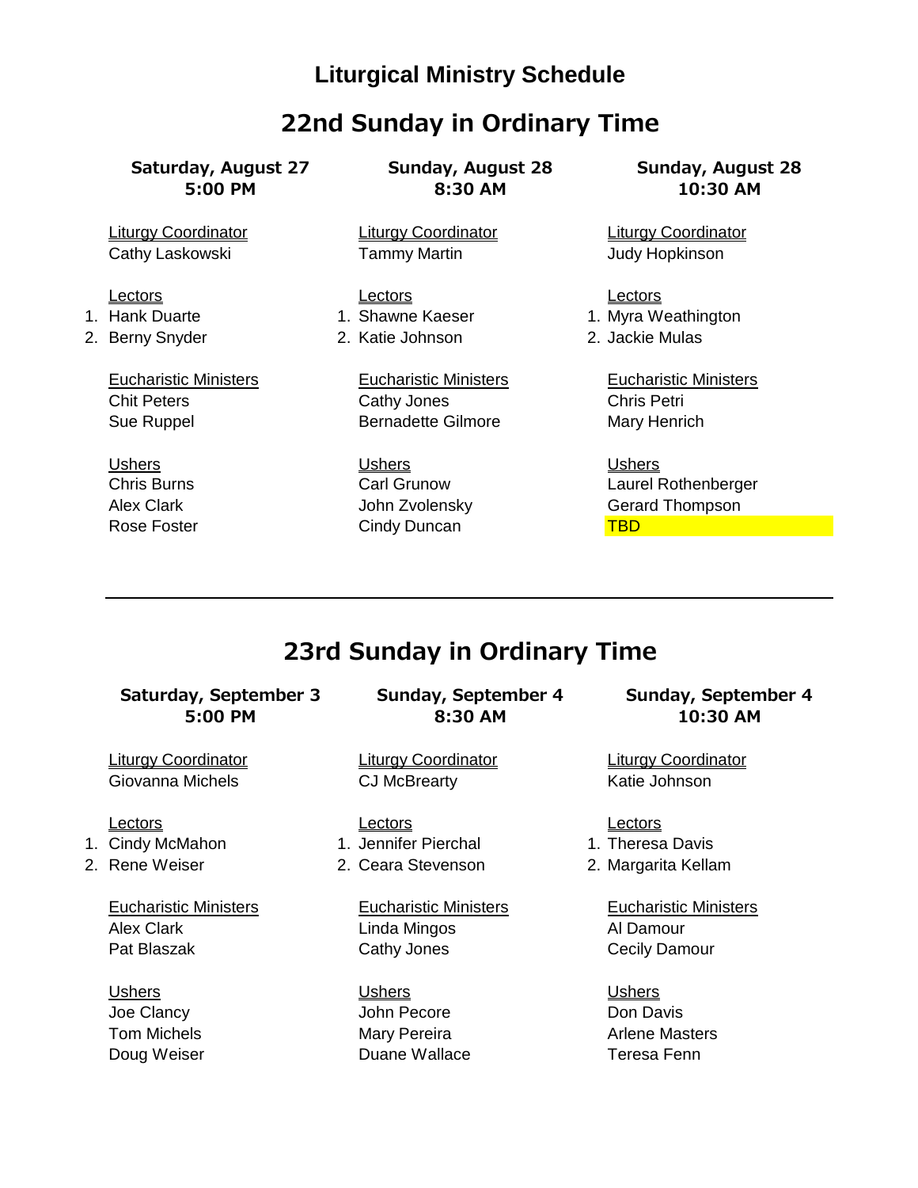# Liturgical Ministry Schedule

## 22nd Sunday in Ordinary Time

### Saturday, August 27 — 5:00 PM

Liturgy Coordinator
Cathy Laskowski

Lectors
1. Hank Duarte
2. Berny Snyder

Eucharistic Ministers
Chit Peters
Sue Ruppel

Ushers
Chris Burns
Alex Clark
Rose Foster

### Sunday, August 28 — 8:30 AM

Liturgy Coordinator
Tammy Martin

Lectors
1. Shawne Kaeser
2. Katie Johnson

Eucharistic Ministers
Cathy Jones
Bernadette Gilmore

Ushers
Carl Grunow
John Zvolensky
Cindy Duncan

### Sunday, August 28 — 10:30 AM

Liturgy Coordinator
Judy Hopkinson

Lectors
1. Myra Weathington
2. Jackie Mulas

Eucharistic Ministers
Chris Petri
Mary Henrich

Ushers
Laurel Rothenberger
Gerard Thompson
TBD

---

## 23rd Sunday in Ordinary Time

### Saturday, September 3 — 5:00 PM

Liturgy Coordinator
Giovanna Michels

Lectors
1. Cindy McMahon
2. Rene Weiser

Eucharistic Ministers
Alex Clark
Pat Blaszak

Ushers
Joe Clancy
Tom Michels
Doug Weiser

### Sunday, September 4 — 8:30 AM

Liturgy Coordinator
CJ McBrearty

Lectors
1. Jennifer Pierchal
2. Ceara Stevenson

Eucharistic Ministers
Linda Mingos
Cathy Jones

Ushers
John Pecore
Mary Pereira
Duane Wallace

### Sunday, September 4 — 10:30 AM

Liturgy Coordinator
Katie Johnson

Lectors
1. Theresa Davis
2. Margarita Kellam

Eucharistic Ministers
Al Damour
Cecily Damour

Ushers
Don Davis
Arlene Masters
Teresa Fenn